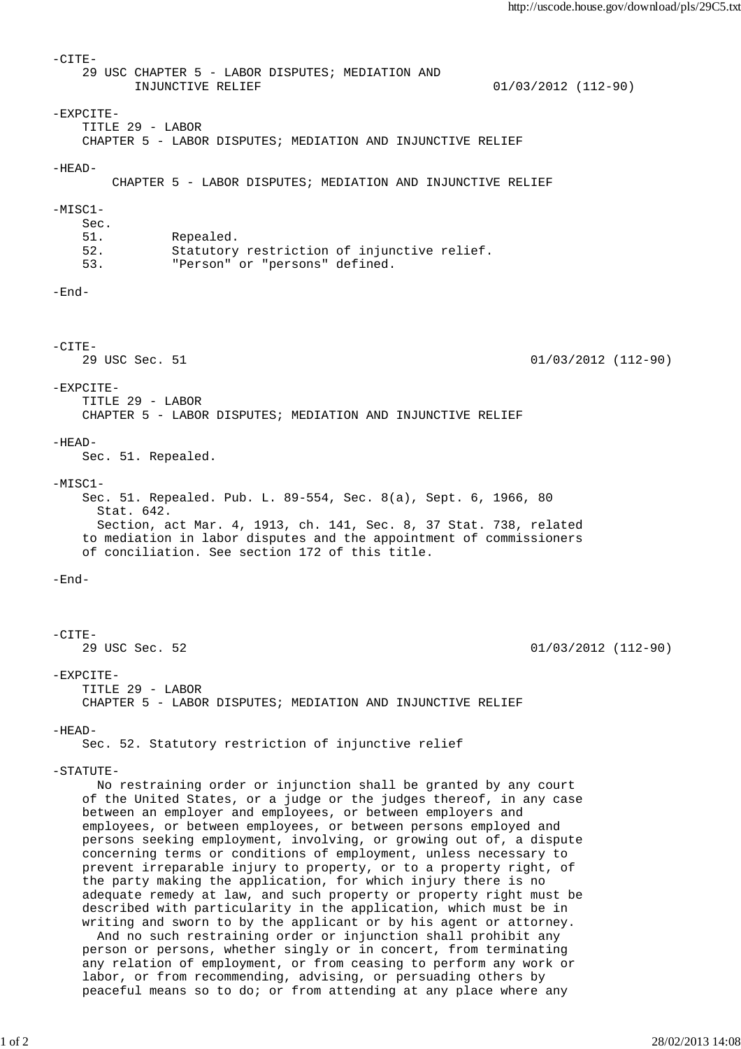-CITE-
29 USC CHAPTER 5 - LABOR DISPUTES; MEDIATION AND INJUNCTIVE RELIEF 01/03/2012 (112-90)

-EXPCITE-
TITLE 29 - LABOR
CHAPTER 5 - LABOR DISPUTES; MEDIATION AND INJUNCTIVE RELIEF

-HEAD-

# CHAPTER 5 - LABOR DISPUTES; MEDIATION AND INJUNCTIVE RELIEF

-MISC1-

| Sec. | |
|---|---|
| 51. | Repealed. |
| 52. | Statutory restriction of injunctive relief. |
| 53. | "Person" or "persons" defined. |

-End-

-CITE-
29 USC Sec. 51 01/03/2012 (112-90)

-EXPCITE-
TITLE 29 - LABOR
CHAPTER 5 - LABOR DISPUTES; MEDIATION AND INJUNCTIVE RELIEF

-HEAD-

## Sec. 51. Repealed.

-MISC1-

Sec. 51. Repealed. Pub. L. 89-554, Sec. 8(a), Sept. 6, 1966, 80 Stat. 642.

Section, act Mar. 4, 1913, ch. 141, Sec. 8, 37 Stat. 738, related to mediation in labor disputes and the appointment of commissioners of conciliation. See section 172 of this title.

-End-

-CITE-
29 USC Sec. 52 01/03/2012 (112-90)

-EXPCITE-
TITLE 29 - LABOR
CHAPTER 5 - LABOR DISPUTES; MEDIATION AND INJUNCTIVE RELIEF

-HEAD-

## Sec. 52. Statutory restriction of injunctive relief

-STATUTE-

No restraining order or injunction shall be granted by any court of the United States, or a judge or the judges thereof, in any case between an employer and employees, or between employers and employees, or between employees, or between persons employed and persons seeking employment, involving, or growing out of, a dispute concerning terms or conditions of employment, unless necessary to prevent irreparable injury to property, or to a property right, of the party making the application, for which injury there is no adequate remedy at law, and such property or property right must be described with particularity in the application, which must be in writing and sworn to by the applicant or by his agent or attorney.

And no such restraining order or injunction shall prohibit any person or persons, whether singly or in concert, from terminating any relation of employment, or from ceasing to perform any work or labor, or from recommending, advising, or persuading others by peaceful means so to do; or from attending at any place where any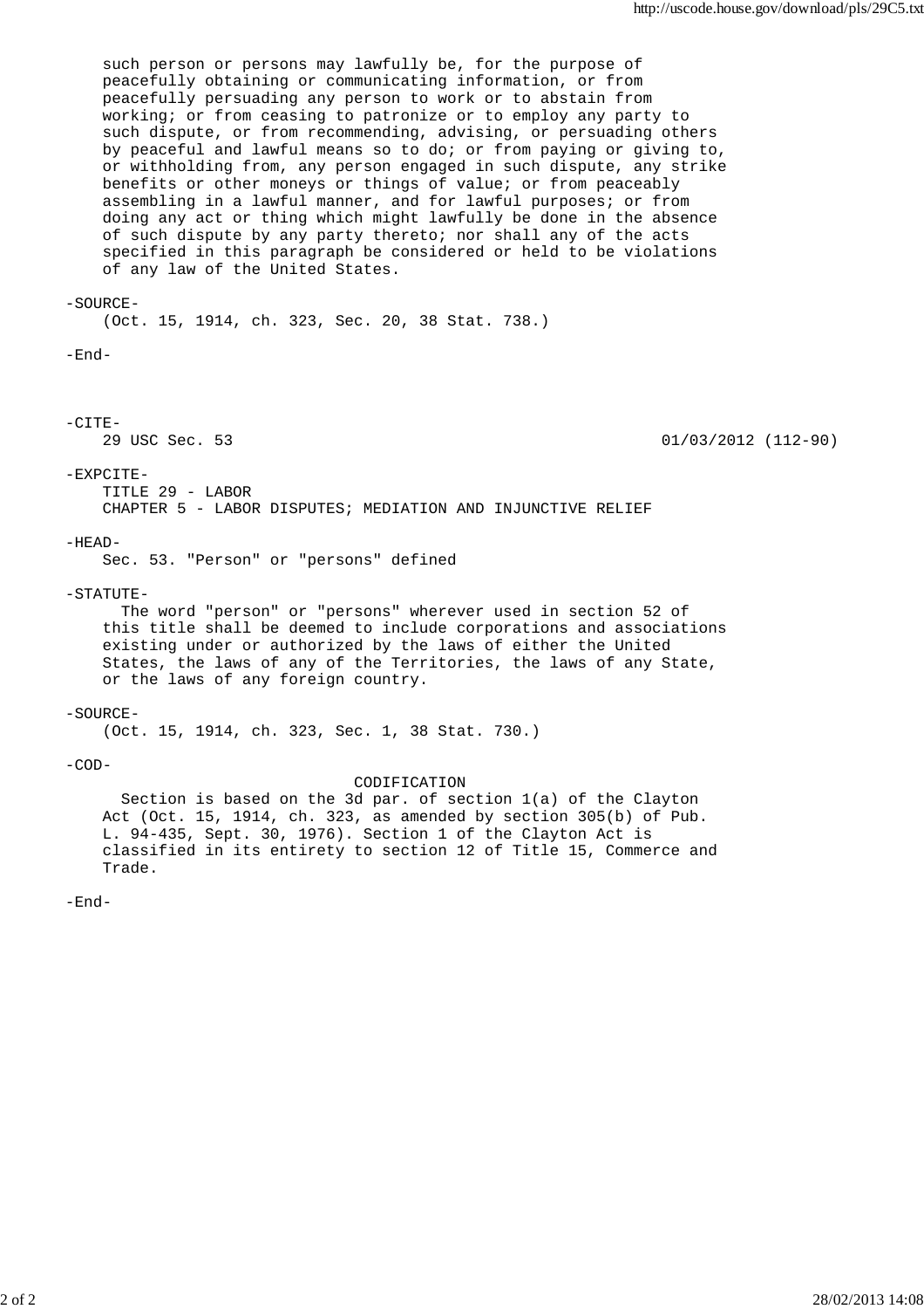such person or persons may lawfully be, for the purpose of peacefully obtaining or communicating information, or from peacefully persuading any person to work or to abstain from working; or from ceasing to patronize or to employ any party to such dispute, or from recommending, advising, or persuading others by peaceful and lawful means so to do; or from paying or giving to, or withholding from, any person engaged in such dispute, any strike benefits or other moneys or things of value; or from peaceably assembling in a lawful manner, and for lawful purposes; or from doing any act or thing which might lawfully be done in the absence of such dispute by any party thereto; nor shall any of the acts specified in this paragraph be considered or held to be violations of any law of the United States.

-SOURCE-

(Oct. 15, 1914, ch. 323, Sec. 20, 38 Stat. 738.)

-End-

-CITE-

29 USC Sec. 53 01/03/2012 (112-90)

-EXPCITE-

TITLE 29 - LABOR

CHAPTER 5 - LABOR DISPUTES; MEDIATION AND INJUNCTIVE RELIEF

-HEAD-

Sec. 53. "Person" or "persons" defined

-STATUTE-

The word "person" or "persons" wherever used in section 52 of this title shall be deemed to include corporations and associations existing under or authorized by the laws of either the United States, the laws of any of the Territories, the laws of any State, or the laws of any foreign country.

-SOURCE-

(Oct. 15, 1914, ch. 323, Sec. 1, 38 Stat. 730.)

-COD-

CODIFICATION

Section is based on the 3d par. of section 1(a) of the Clayton Act (Oct. 15, 1914, ch. 323, as amended by section 305(b) of Pub. L. 94-435, Sept. 30, 1976). Section 1 of the Clayton Act is classified in its entirety to section 12 of Title 15, Commerce and Trade.

-End-